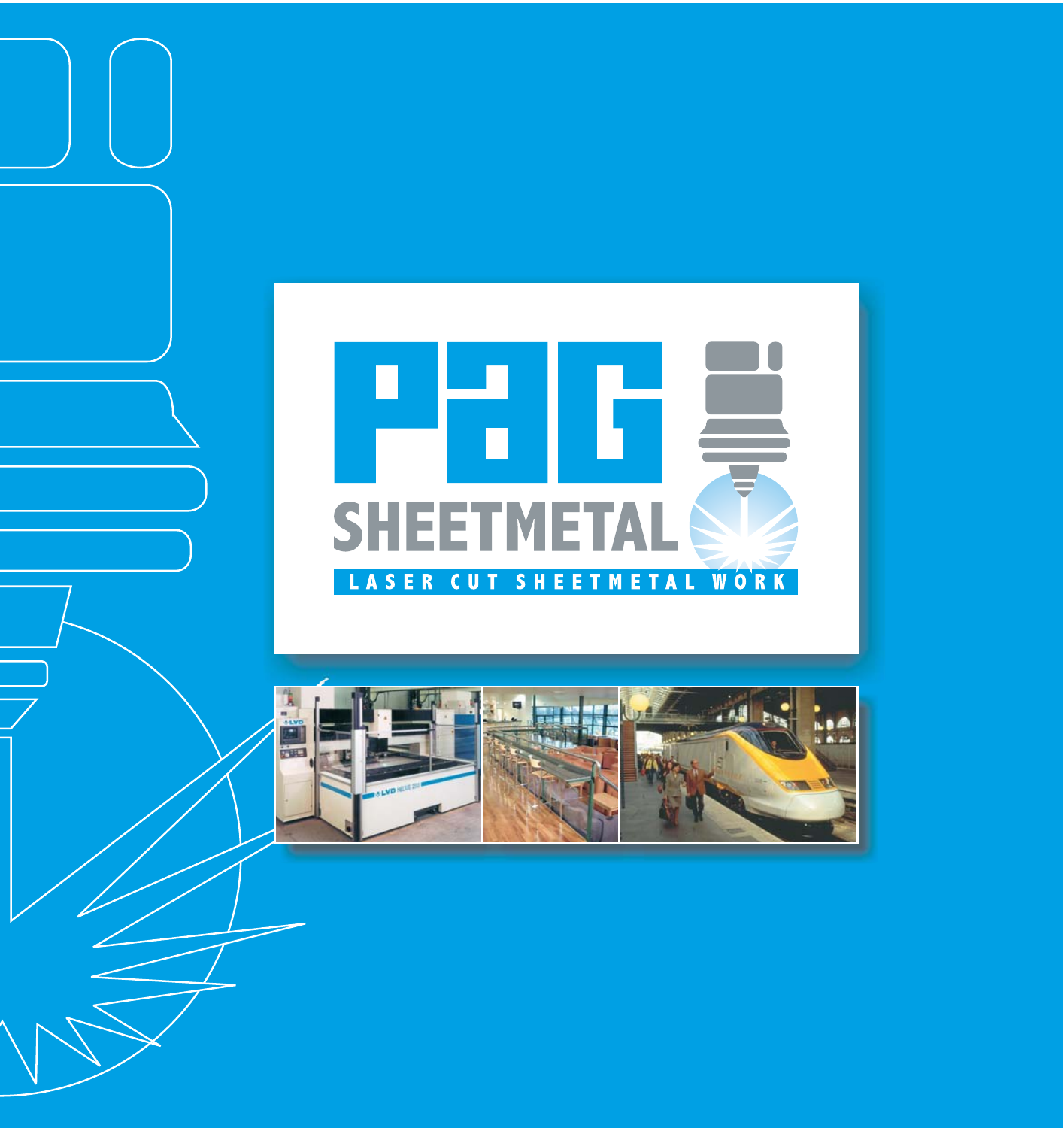# PAG SHEETMETAL

LASER CUT SHEETMETAL WORK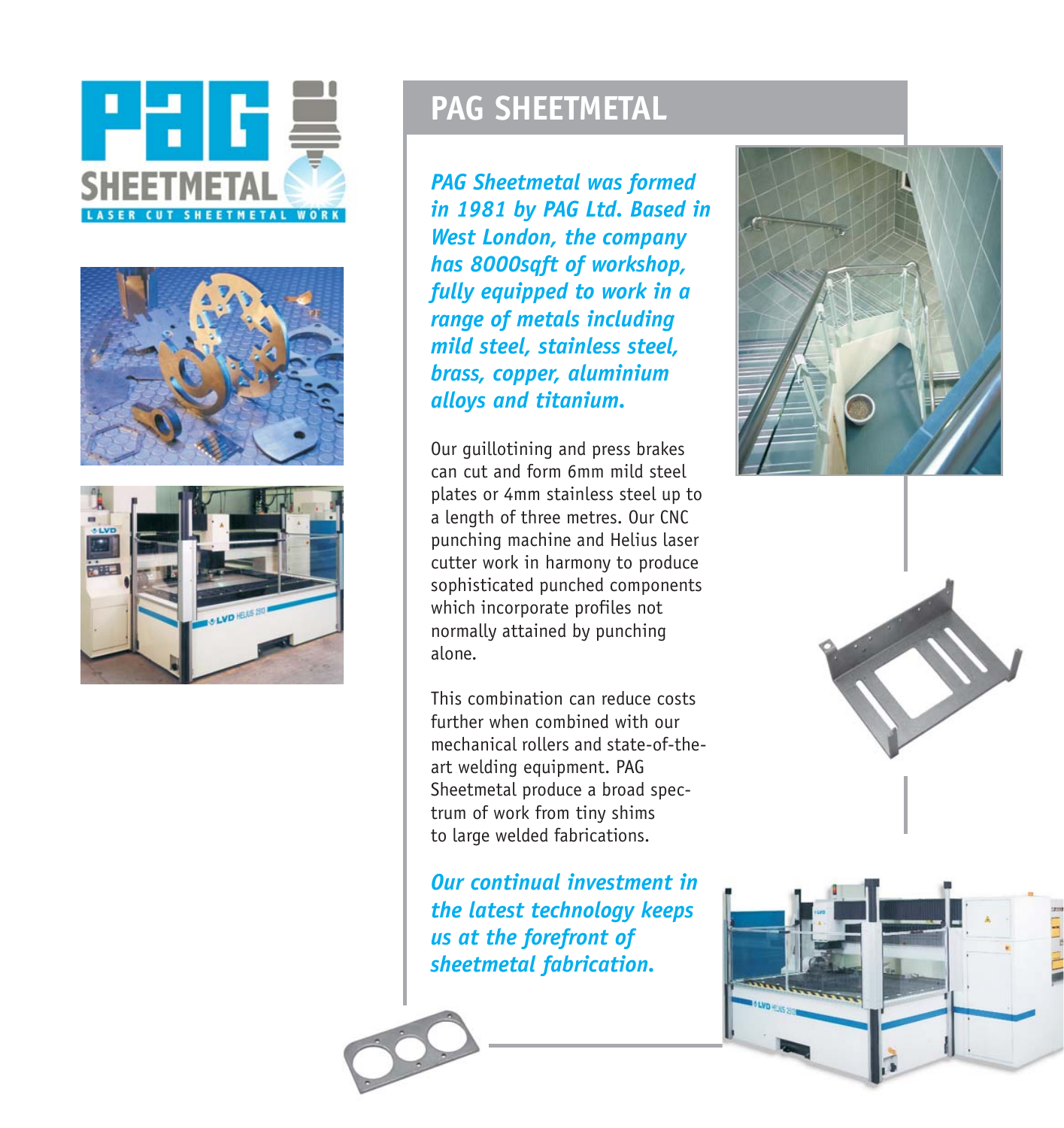# PAG SHEETMETAL

***PAG Sheetmetal was formed in 1981 by PAG Ltd. Based in West London, the company has 8000sqft of workshop, fully equipped to work in a range of metals including mild steel, stainless steel, brass, copper, aluminium alloys and titanium.***

Our guillotining and press brakes can cut and form 6mm mild steel plates or 4mm stainless steel up to a length of three metres. Our CNC punching machine and Helius laser cutter work in harmony to produce sophisticated punched components which incorporate profiles not normally attained by punching alone.

This combination can reduce costs further when combined with our mechanical rollers and state-of-the-art welding equipment. PAG Sheetmetal produce a broad spectrum of work from tiny shims to large welded fabrications.

***Our continual investment in the latest technology keeps us at the forefront of sheetmetal fabrication.***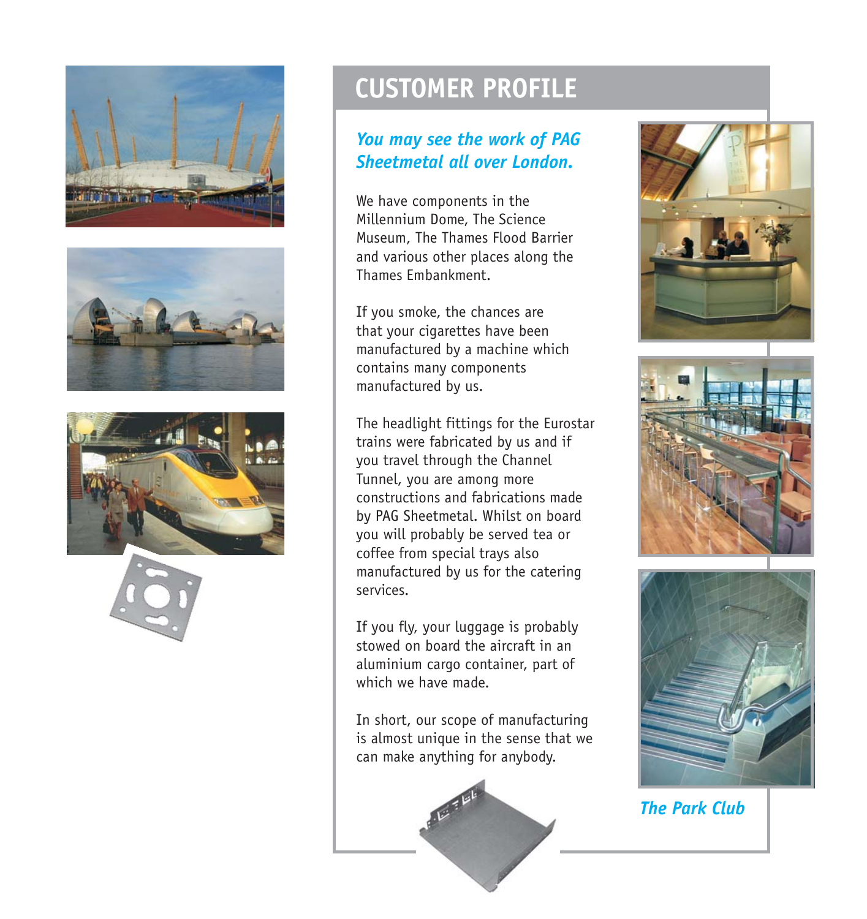# CUSTOMER PROFILE

***You may see the work of PAG Sheetmetal all over London.***

We have components in the Millennium Dome, The Science Museum, The Thames Flood Barrier and various other places along the Thames Embankment.

If you smoke, the chances are that your cigarettes have been manufactured by a machine which contains many components manufactured by us.

The headlight fittings for the Eurostar trains were fabricated by us and if you travel through the Channel Tunnel, you are among more constructions and fabrications made by PAG Sheetmetal. Whilst on board you will probably be served tea or coffee from special trays also manufactured by us for the catering services.

If you fly, your luggage is probably stowed on board the aircraft in an aluminium cargo container, part of which we have made.

In short, our scope of manufacturing is almost unique in the sense that we can make anything for anybody.

*The Park Club*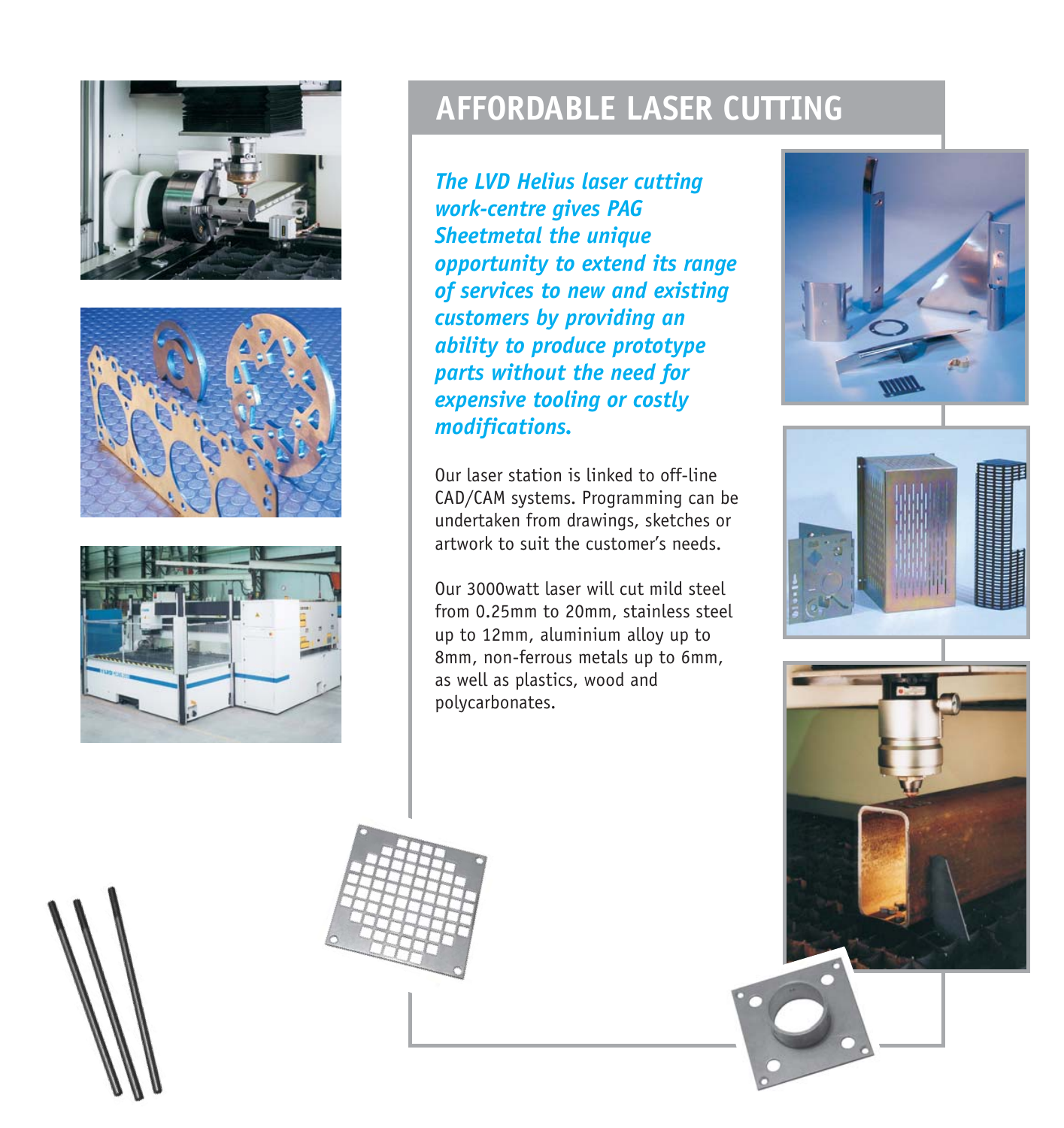# AFFORDABLE LASER CUTTING

***The LVD Helius laser cutting work-centre gives PAG Sheetmetal the unique opportunity to extend its range of services to new and existing customers by providing an ability to produce prototype parts without the need for expensive tooling or costly modifications.***

Our laser station is linked to off-line CAD/CAM systems. Programming can be undertaken from drawings, sketches or artwork to suit the customer's needs.

Our 3000watt laser will cut mild steel from 0.25mm to 20mm, stainless steel up to 12mm, aluminium alloy up to 8mm, non-ferrous metals up to 6mm, as well as plastics, wood and polycarbonates.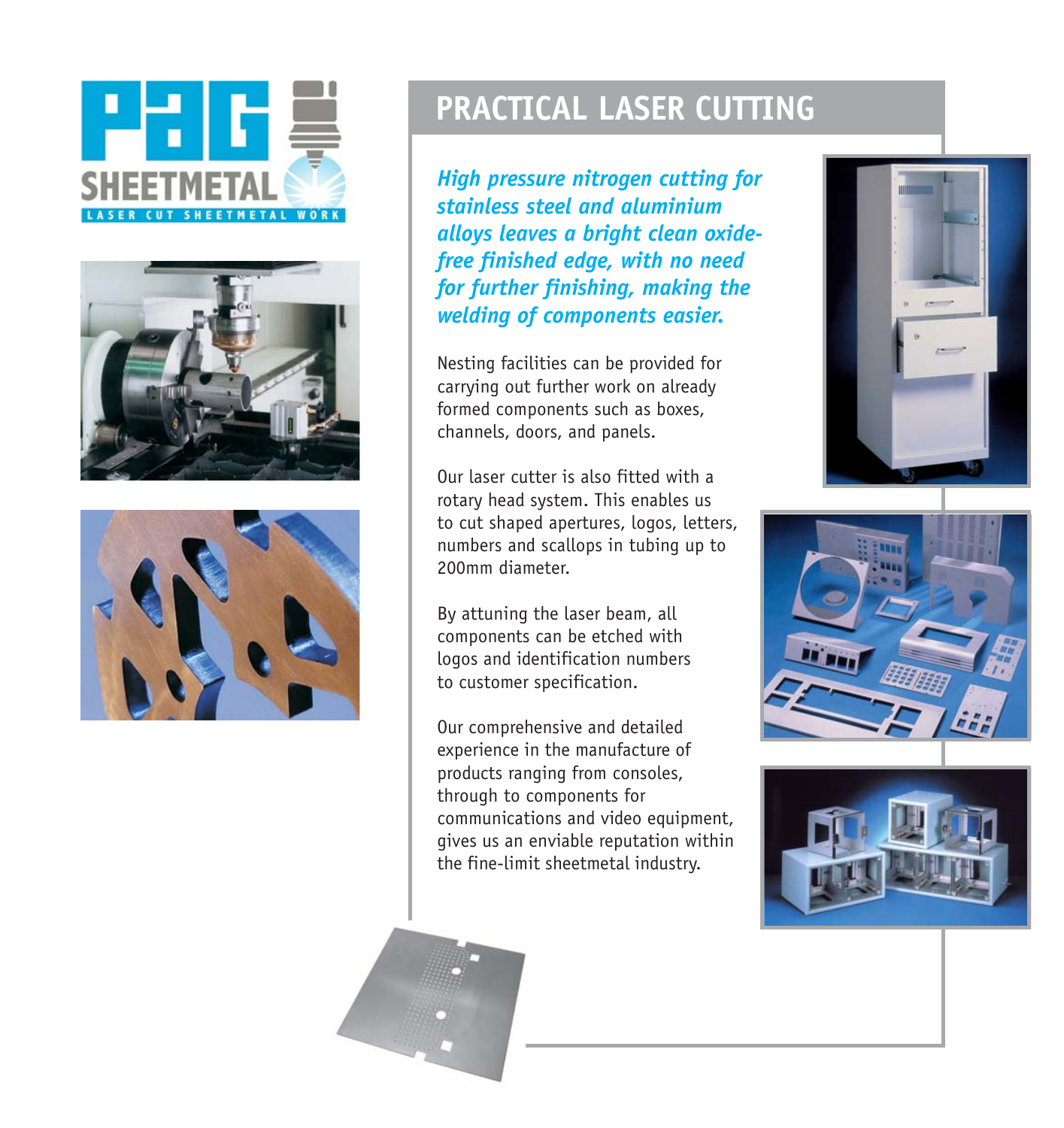# PRACTICAL LASER CUTTING

***High pressure nitrogen cutting for stainless steel and aluminium alloys leaves a bright clean oxide-free finished edge, with no need for further finishing, making the welding of components easier.***

Nesting facilities can be provided for carrying out further work on already formed components such as boxes, channels, doors, and panels.

Our laser cutter is also fitted with a rotary head system. This enables us to cut shaped apertures, logos, letters, numbers and scallops in tubing up to 200mm diameter.

By attuning the laser beam, all components can be etched with logos and identification numbers to customer specification.

Our comprehensive and detailed experience in the manufacture of products ranging from consoles, through to components for communications and video equipment, gives us an enviable reputation within the fine-limit sheetmetal industry.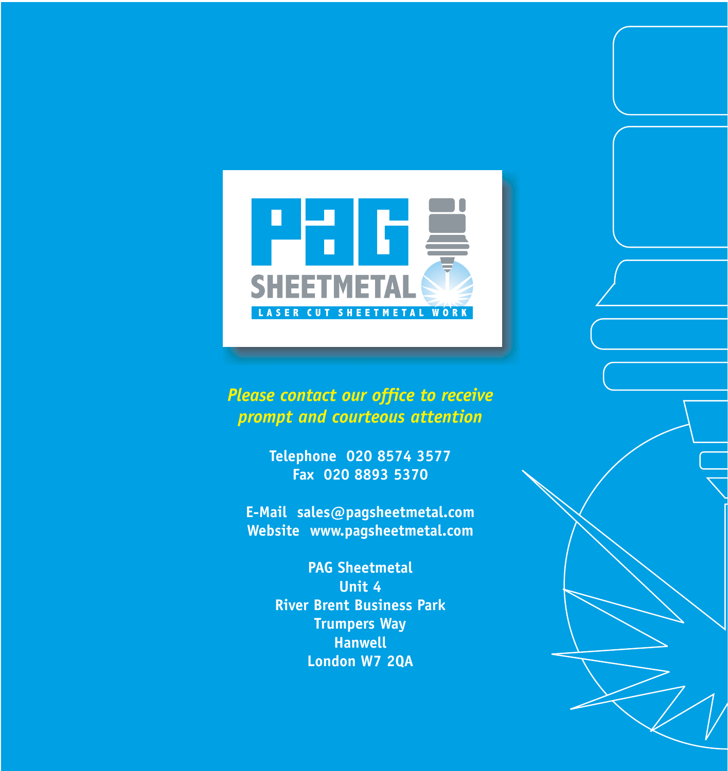PAG

SHEETMETAL

LASER CUT SHEETMETAL WORK

*Please contact our office to receive prompt and courteous attention*

**Telephone 020 8574 3577**
**Fax 020 8893 5370**

**E-Mail sales@pagsheetmetal.com**
**Website www.pagsheetmetal.com**

**PAG Sheetmetal**
**Unit 4**
**River Brent Business Park**
**Trumpers Way**
**Hanwell**
**London W7 2QA**